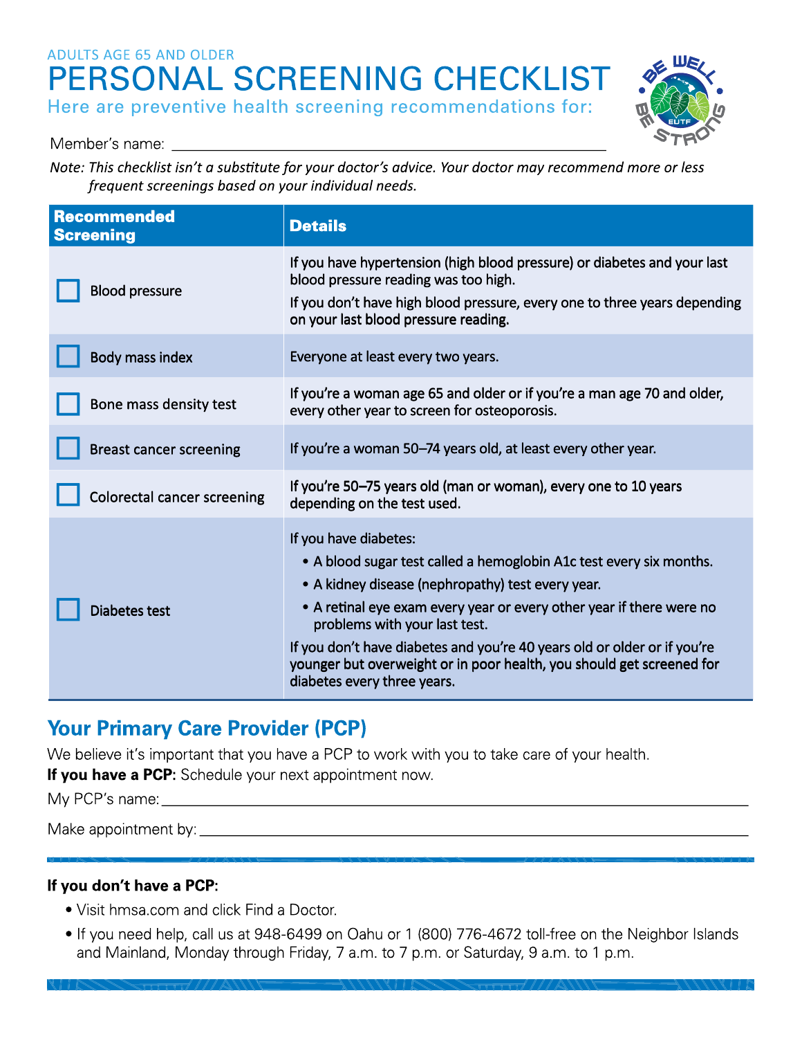ADULTS AGE 65 AND OLDER

# PERSONAL SCREENING CHECKLIST

Here are preventive health screening recommendations for:

Member's name: ______________________________

*Note: This checklist isn't a substitute for your doctor's advice. Your doctor may recommend more or less frequent screenings based on your individual needs.*

| Recommended Screening | Details |
|---|---|
| ☐ Blood pressure | If you have hypertension (high blood pressure) or diabetes and your last blood pressure reading was too high.<br>If you don't have high blood pressure, every one to three years depending on your last blood pressure reading. |
| ☐ Body mass index | Everyone at least every two years. |
| ☐ Bone mass density test | If you're a woman age 65 and older or if you're a man age 70 and older, every other year to screen for osteoporosis. |
| ☐ Breast cancer screening | If you're a woman 50–74 years old, at least every other year. |
| ☐ Colorectal cancer screening | If you're 50–75 years old (man or woman), every one to 10 years depending on the test used. |
| ☐ Diabetes test | If you have diabetes:<br>• A blood sugar test called a hemoglobin A1c test every six months.<br>• A kidney disease (nephropathy) test every year.<br>• A retinal eye exam every year or every other year if there were no problems with your last test.<br>If you don't have diabetes and you're 40 years old or older or if you're younger but overweight or in poor health, you should get screened for diabetes every three years. |

## Your Primary Care Provider (PCP)

We believe it's important that you have a PCP to work with you to take care of your health.

**If you have a PCP:** Schedule your next appointment now.

My PCP's name: ______________________________

Make appointment by: ______________________________

**If you don't have a PCP:**

- Visit hmsa.com and click Find a Doctor.
- If you need help, call us at 948-6499 on Oahu or 1 (800) 776-4672 toll-free on the Neighbor Islands and Mainland, Monday through Friday, 7 a.m. to 7 p.m. or Saturday, 9 a.m. to 1 p.m.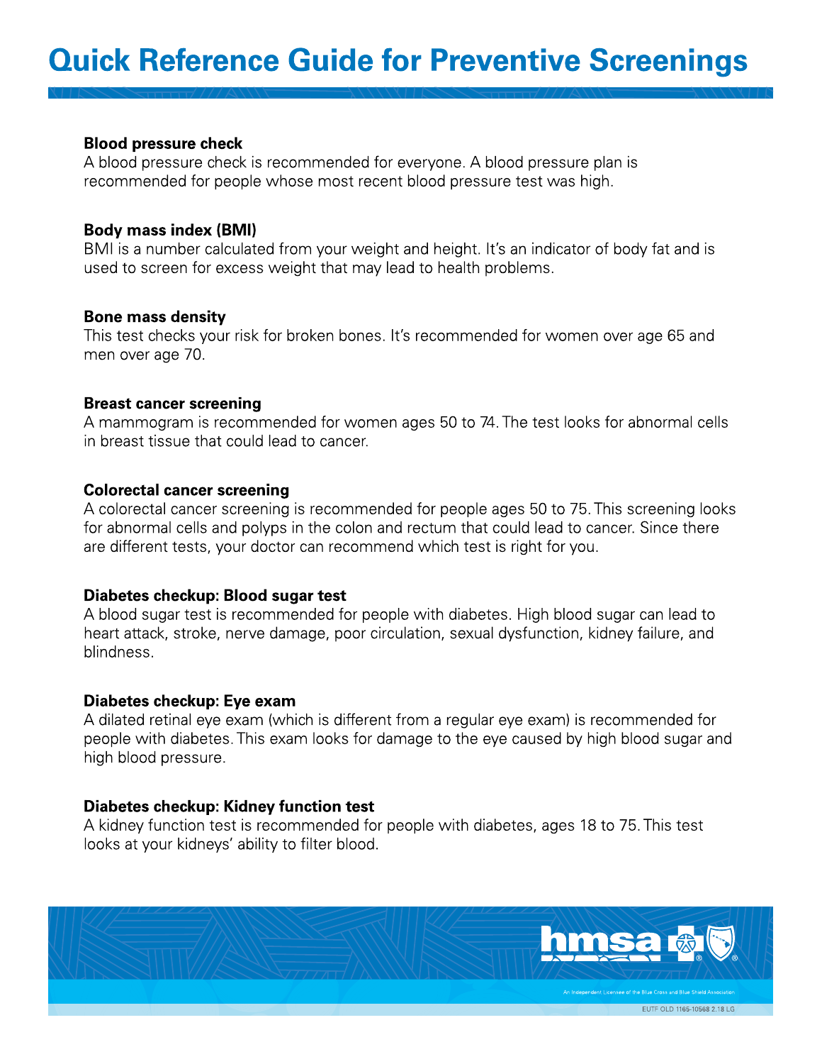# Quick Reference Guide for Preventive Screenings

**Blood pressure check**
A blood pressure check is recommended for everyone. A blood pressure plan is recommended for people whose most recent blood pressure test was high.

**Body mass index (BMI)**
BMI is a number calculated from your weight and height. It's an indicator of body fat and is used to screen for excess weight that may lead to health problems.

**Bone mass density**
This test checks your risk for broken bones. It's recommended for women over age 65 and men over age 70.

**Breast cancer screening**
A mammogram is recommended for women ages 50 to 74. The test looks for abnormal cells in breast tissue that could lead to cancer.

**Colorectal cancer screening**
A colorectal cancer screening is recommended for people ages 50 to 75. This screening looks for abnormal cells and polyps in the colon and rectum that could lead to cancer. Since there are different tests, your doctor can recommend which test is right for you.

**Diabetes checkup: Blood sugar test**
A blood sugar test is recommended for people with diabetes. High blood sugar can lead to heart attack, stroke, nerve damage, poor circulation, sexual dysfunction, kidney failure, and blindness.

**Diabetes checkup: Eye exam**
A dilated retinal eye exam (which is different from a regular eye exam) is recommended for people with diabetes. This exam looks for damage to the eye caused by high blood sugar and high blood pressure.

**Diabetes checkup: Kidney function test**
A kidney function test is recommended for people with diabetes, ages 18 to 75. This test looks at your kidneys' ability to filter blood.

hmsa

An Independent Licensee of the Blue Cross and Blue Shield Association

EUTF OLD 1165-10568 2.18 LG